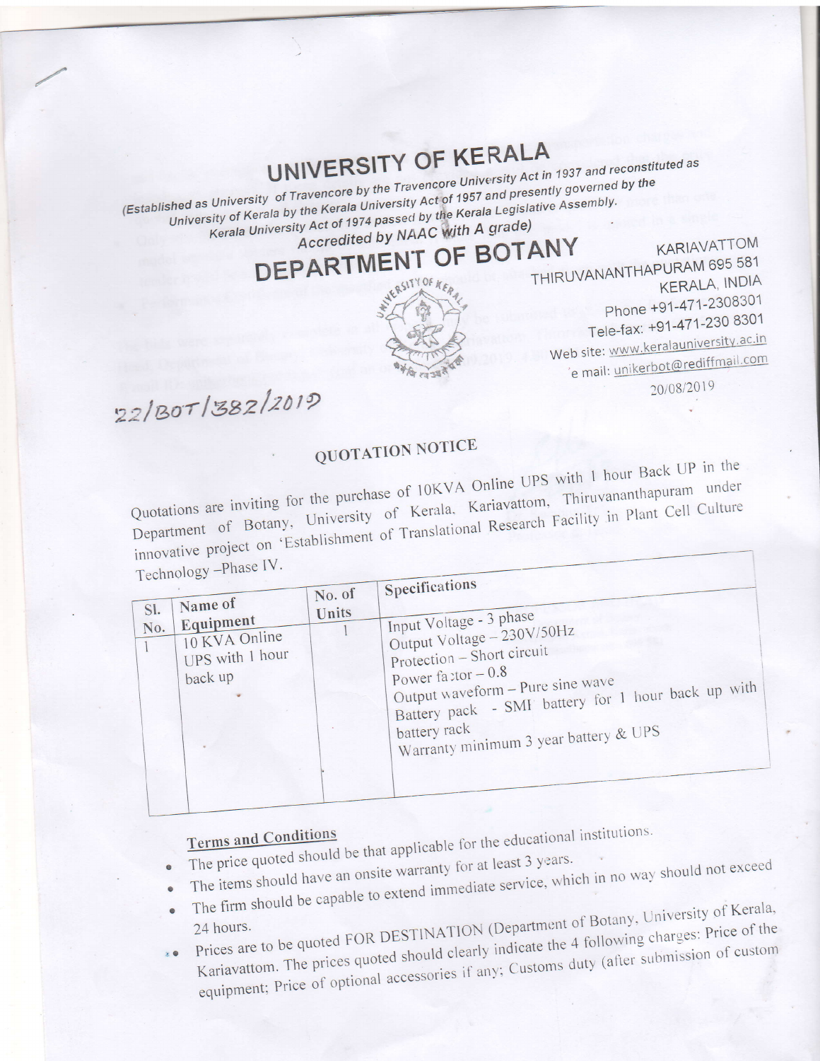# UNIVERSITY OF KERALA

(Established as University of Travencore by the Travencore University Act in 1937 and reconstituted as University of Kerala by the Kerala University Act of 1957 and presently governed by the Kerala University Act of 1974 passed by the Kerala Legislative Assembly. Accredited by NAAC with A grade)

## DEPARTMENT OF BOTANY

KARIAVATTOM
THIRUVANANTHAPURAM 695 581
KERALA, INDIA
Phone +91-471-2308301
Tele-fax: +91-471-230 8301
Web site: www.keralauniversity.ac.in
e mail: unikerbot@rediffmail.com

22/BOT/382/2019

20/08/2019

### QUOTATION NOTICE

Quotations are inviting for the purchase of 10KVA Online UPS with 1 hour Back UP in the Department of Botany, University of Kerala. Kariavattom, Thiruvananthapuram under innovative project on 'Establishment of Translational Research Facility in Plant Cell Culture Technology –Phase IV.

| Sl. No. | Name of Equipment | No. of Units | Specifications |
|---|---|---|---|
| 1 | 10 KVA Online UPS with 1 hour back up | 1 | Input Voltage - 3 phase<br>Output Voltage – 230V/50Hz<br>Protection – Short circuit<br>Power factor – 0.8<br>Output waveform – Pure sine wave<br>Battery pack - SMF battery for 1 hour back up with battery rack<br>Warranty minimum 3 year battery & UPS |

**Terms and Conditions**

- The price quoted should be that applicable for the educational institutions.
- The items should have an onsite warranty for at least 3 years.
- The firm should be capable to extend immediate service, which in no way should not exceed 24 hours.
- Prices are to be quoted FOR DESTINATION (Department of Botany, University of Kerala, Kariavattom. The prices quoted should clearly indicate the 4 following charges: Price of the equipment; Price of optional accessories if any; Customs duty (after submission of custom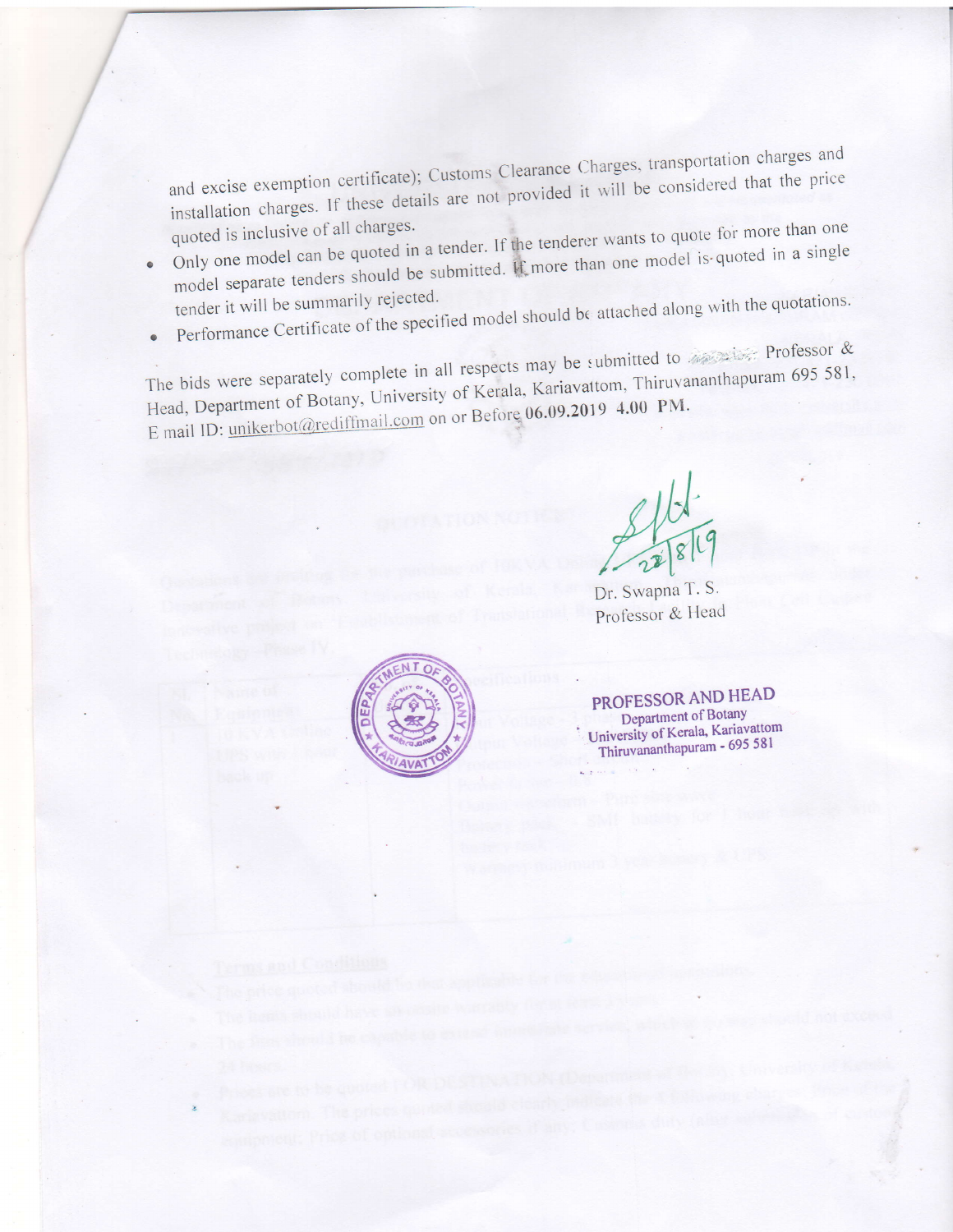and excise exemption certificate); Customs Clearance Charges, transportation charges and installation charges. If these details are not provided it will be considered that the price quoted is inclusive of all charges.

- Only one model can be quoted in a tender. If the tenderer wants to quote for more than one model separate tenders should be submitted. If more than one model is quoted in a single tender it will be summarily rejected.
- Performance Certificate of the specified model should be attached along with the quotations.

The bids were separately complete in all respects may be submitted to Professor & Head, Department of Botany, University of Kerala, Kariavattom, Thiruvananthapuram 695 581, E mail ID: unikerbot@rediffmail.com on or Before **06.09.2019 4.00 PM.**

22/8/19

Dr. Swapna T. S.
Professor & Head

**PROFESSOR AND HEAD**
Department of Botany
University of Kerala, Kariavattom
Thiruvananthapuram - 695 581